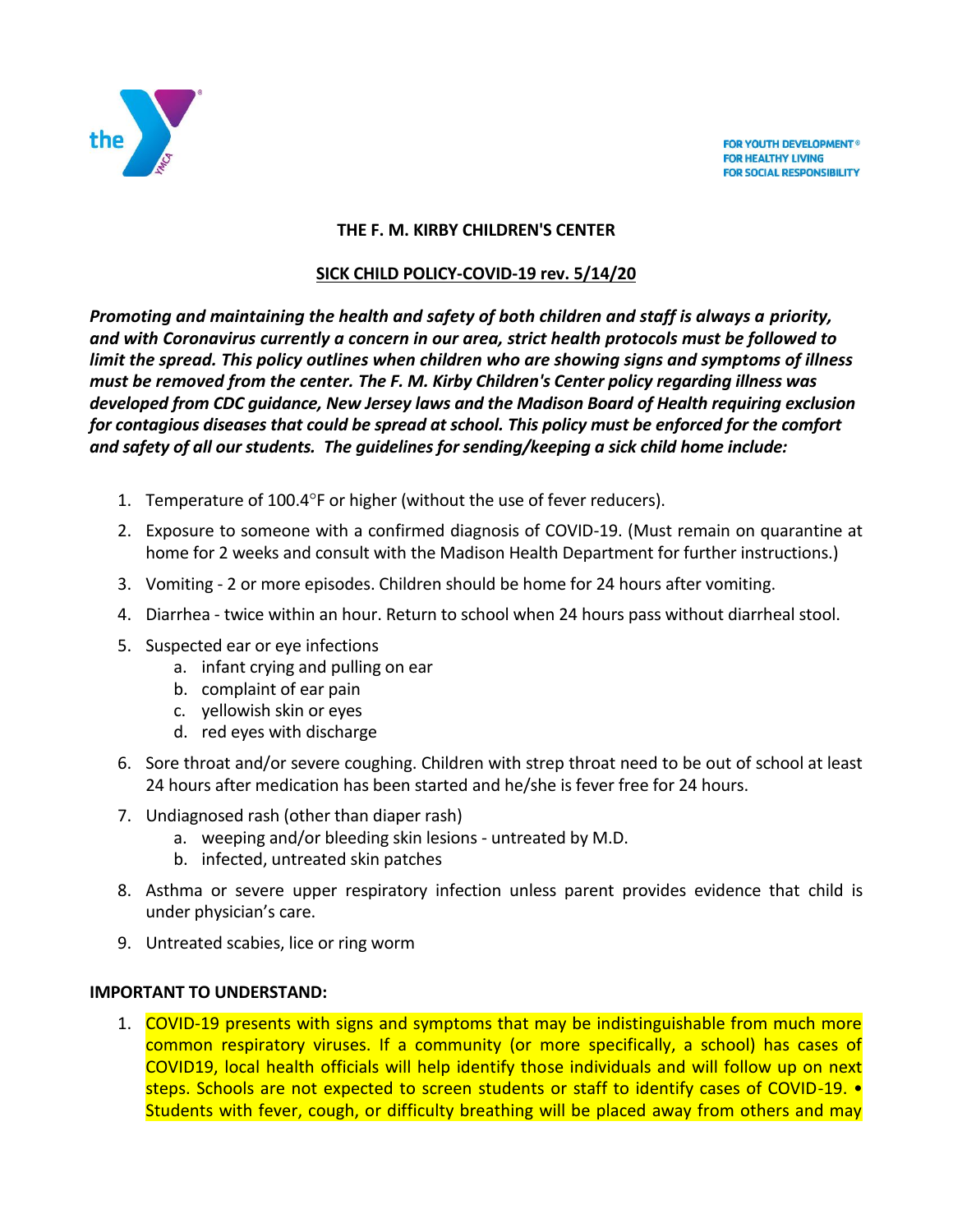FOR YOUTH DEVELOPMENT®
FOR HEALTHY LIVING
FOR SOCIAL RESPONSIBILITY

# THE F. M. KIRBY CHILDREN'S CENTER

## SICK CHILD POLICY-COVID-19 rev. 5/14/20

***Promoting and maintaining the health and safety of both children and staff is always a priority, and with Coronavirus currently a concern in our area, strict health protocols must be followed to limit the spread. This policy outlines when children who are showing signs and symptoms of illness must be removed from the center. The F. M. Kirby Children's Center policy regarding illness was developed from CDC guidance, New Jersey laws and the Madison Board of Health requiring exclusion for contagious diseases that could be spread at school. This policy must be enforced for the comfort and safety of all our students. The guidelines for sending/keeping a sick child home include:***

1. Temperature of 100.4°F or higher (without the use of fever reducers).
2. Exposure to someone with a confirmed diagnosis of COVID-19. (Must remain on quarantine at home for 2 weeks and consult with the Madison Health Department for further instructions.)
3. Vomiting - 2 or more episodes. Children should be home for 24 hours after vomiting.
4. Diarrhea - twice within an hour. Return to school when 24 hours pass without diarrheal stool.
5. Suspected ear or eye infections
   a. infant crying and pulling on ear
   b. complaint of ear pain
   c. yellowish skin or eyes
   d. red eyes with discharge
6. Sore throat and/or severe coughing. Children with strep throat need to be out of school at least 24 hours after medication has been started and he/she is fever free for 24 hours.
7. Undiagnosed rash (other than diaper rash)
   a. weeping and/or bleeding skin lesions - untreated by M.D.
   b. infected, untreated skin patches
8. Asthma or severe upper respiratory infection unless parent provides evidence that child is under physician's care.
9. Untreated scabies, lice or ring worm

**IMPORTANT TO UNDERSTAND:**

1. COVID-19 presents with signs and symptoms that may be indistinguishable from much more common respiratory viruses. If a community (or more specifically, a school) has cases of COVID19, local health officials will help identify those individuals and will follow up on next steps. Schools are not expected to screen students or staff to identify cases of COVID-19. • Students with fever, cough, or difficulty breathing will be placed away from others and may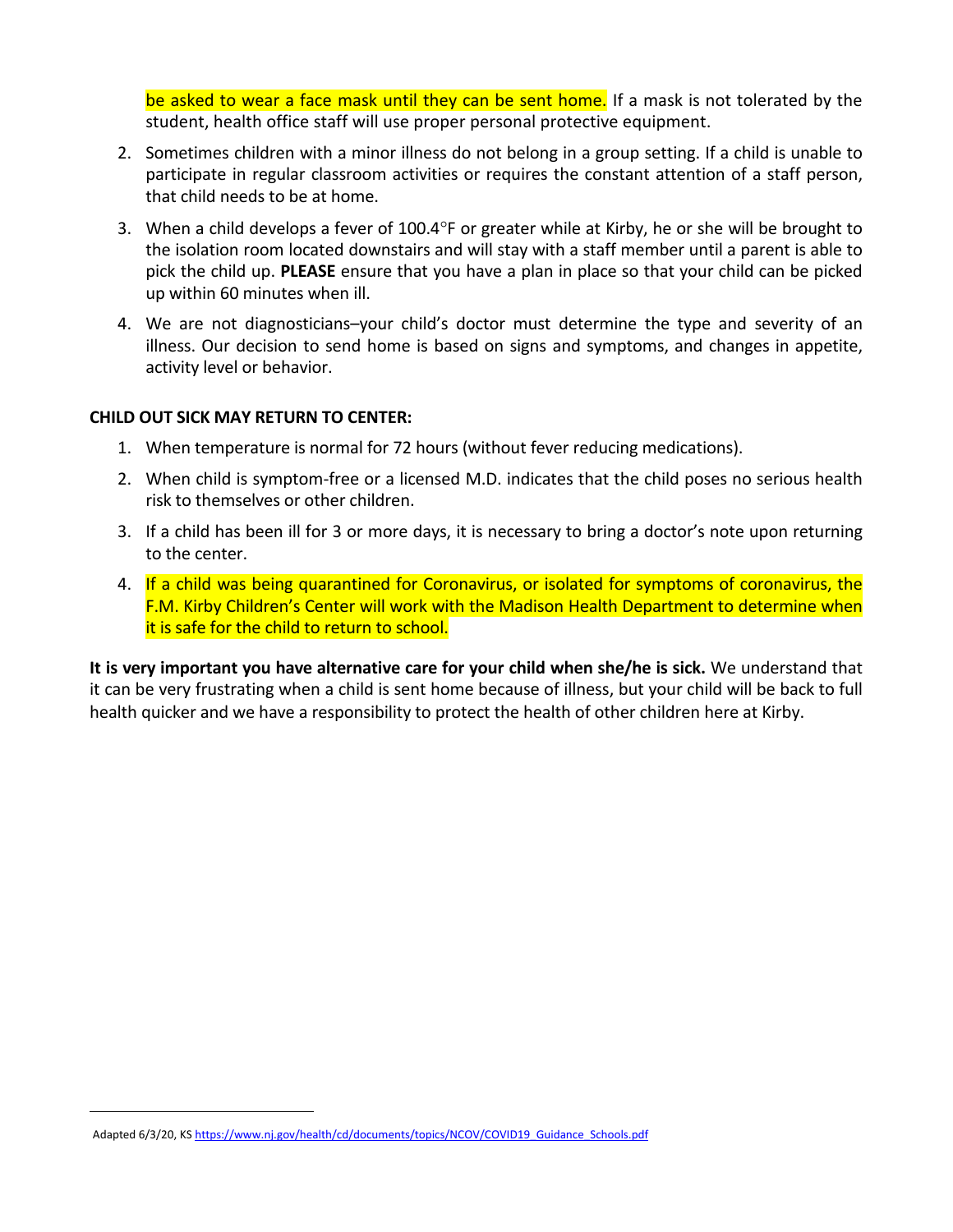be asked to wear a face mask until they can be sent home. If a mask is not tolerated by the student, health office staff will use proper personal protective equipment.

2. Sometimes children with a minor illness do not belong in a group setting. If a child is unable to participate in regular classroom activities or requires the constant attention of a staff person, that child needs to be at home.
3. When a child develops a fever of 100.4°F or greater while at Kirby, he or she will be brought to the isolation room located downstairs and will stay with a staff member until a parent is able to pick the child up. **PLEASE** ensure that you have a plan in place so that your child can be picked up within 60 minutes when ill.
4. We are not diagnosticians–your child's doctor must determine the type and severity of an illness. Our decision to send home is based on signs and symptoms, and changes in appetite, activity level or behavior.

**CHILD OUT SICK MAY RETURN TO CENTER:**

1. When temperature is normal for 72 hours (without fever reducing medications).
2. When child is symptom-free or a licensed M.D. indicates that the child poses no serious health risk to themselves or other children.
3. If a child has been ill for 3 or more days, it is necessary to bring a doctor's note upon returning to the center.
4. If a child was being quarantined for Coronavirus, or isolated for symptoms of coronavirus, the F.M. Kirby Children's Center will work with the Madison Health Department to determine when it is safe for the child to return to school.

**It is very important you have alternative care for your child when she/he is sick.** We understand that it can be very frustrating when a child is sent home because of illness, but your child will be back to full health quicker and we have a responsibility to protect the health of other children here at Kirby.

Adapted 6/3/20, KS https://www.nj.gov/health/cd/documents/topics/NCOV/COVID19_Guidance_Schools.pdf